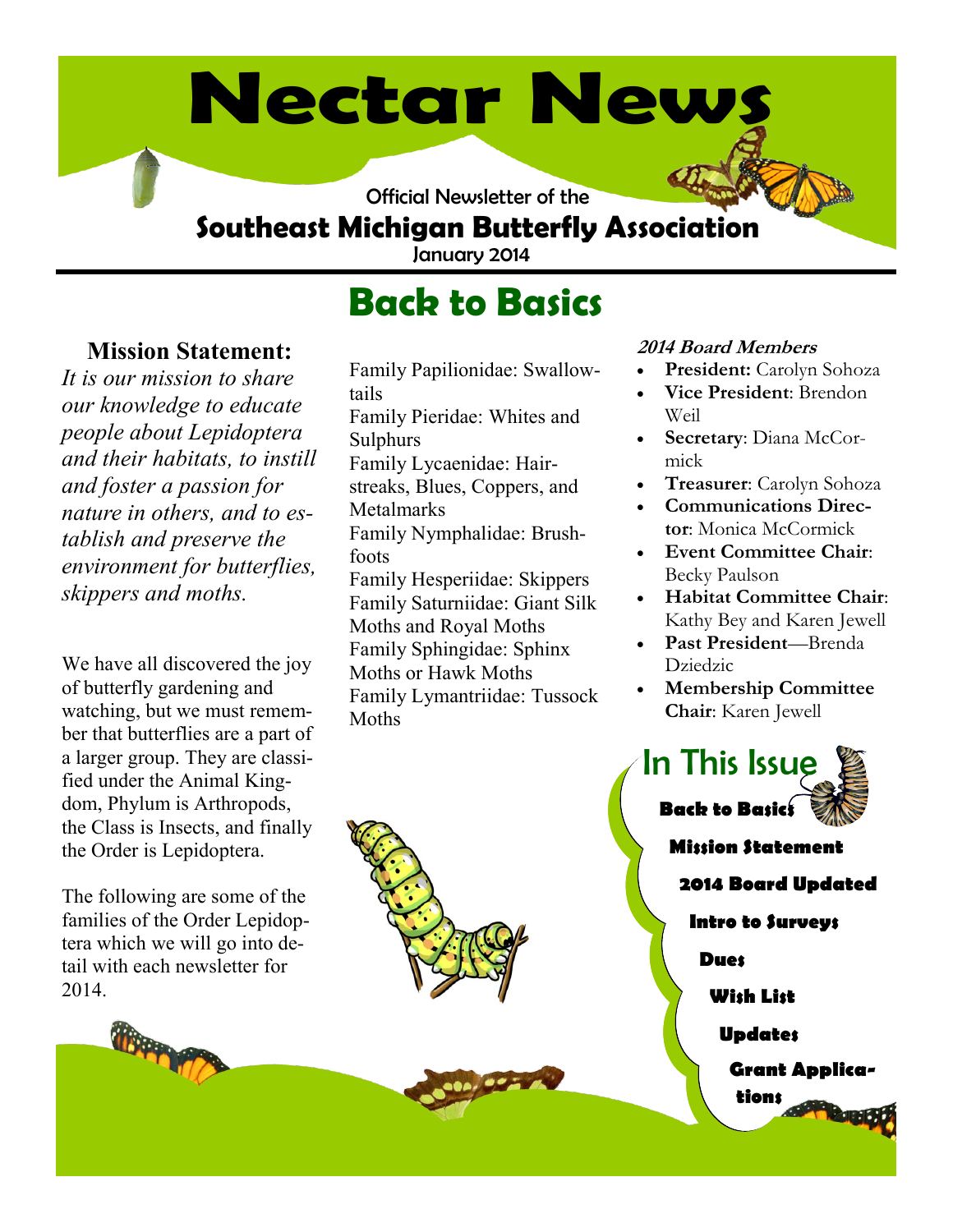# Nectar News

Official Newsletter of the

## Southeast Michigan Butterfly Association

January 2014

## Back to Basics

**Mission Statement:**

*It is our mission to share our knowledge to educate people about Lepidoptera and their habitats, to instill and foster a passion for nature in others, and to establish and preserve the environment for butterflies, skippers and moths.*

We have all discovered the joy of butterfly gardening and watching, but we must remember that butterflies are a part of a larger group. They are classified under the Animal Kingdom, Phylum is Arthropods, the Class is Insects, and finally the Order is Lepidoptera.

The following are some of the families of the Order Lepidoptera which we will go into detail with each newsletter for 2014.

Family Papilionidae: Swallowtails
Family Pieridae: Whites and Sulphurs
Family Lycaenidae: Hairstreaks, Blues, Coppers, and Metalmarks
Family Nymphalidae: Brushfoots
Family Hesperiidae: Skippers
Family Saturniidae: Giant Silk Moths and Royal Moths
Family Sphingidae: Sphinx Moths or Hawk Moths
Family Lymantriidae: Tussock Moths

***2014 Board Members***

- **President:** Carolyn Sohoza
- **Vice President**: Brendon Weil
- **Secretary**: Diana McCormick
- **Treasurer**: Carolyn Sohoza
- **Communications Director**: Monica McCormick
- **Event Committee Chair**: Becky Paulson
- **Habitat Committee Chair**: Kathy Bey and Karen Jewell
- **Past President**—Brenda Dziedzic
- **Membership Committee Chair**: Karen Jewell

### In This Issue

- **Back to Basics**
- **Mission Statement**
- **2014 Board Updated**
- **Intro to Surveys**
- **Dues**
- **Wish List**
- **Updates**
- **Grant Applications**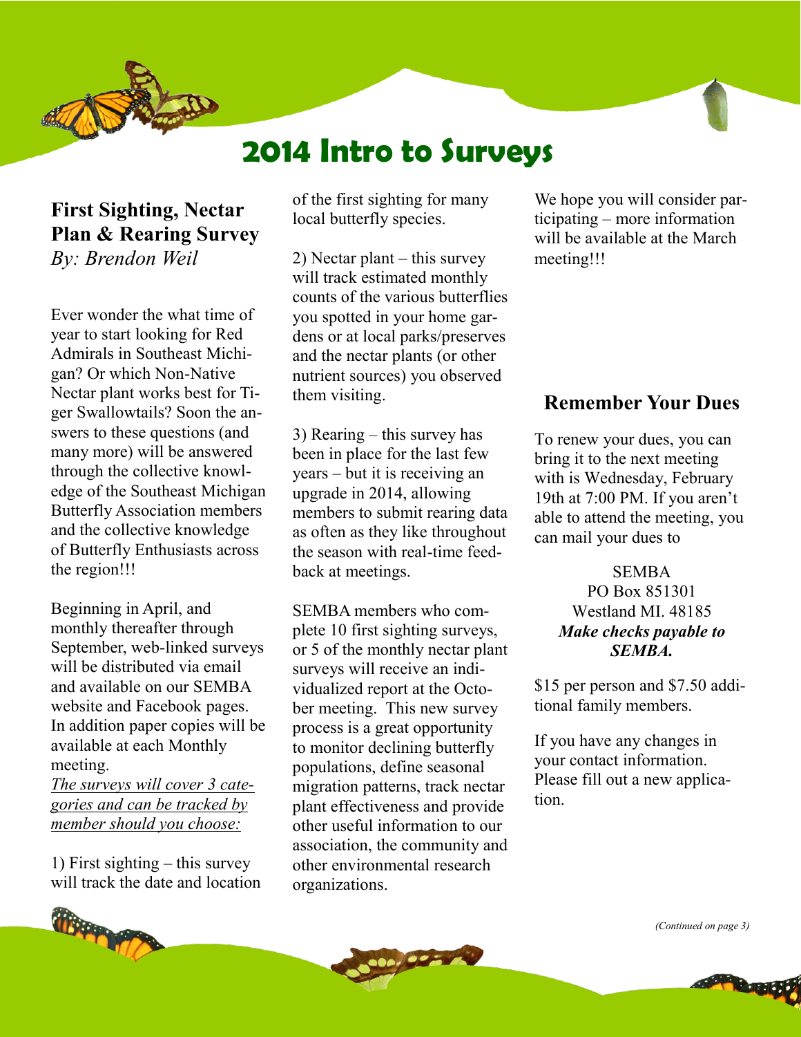# 2014 Intro to Surveys

## First Sighting, Nectar Plan & Rearing Survey

*By: Brendon Weil*

Ever wonder the what time of year to start looking for Red Admirals in Southeast Michigan? Or which Non-Native Nectar plant works best for Tiger Swallowtails? Soon the answers to these questions (and many more) will be answered through the collective knowledge of the Southeast Michigan Butterfly Association members and the collective knowledge of Butterfly Enthusiasts across the region!!!

Beginning in April, and monthly thereafter through September, web-linked surveys will be distributed via email and available on our SEMBA website and Facebook pages. In addition paper copies will be available at each Monthly meeting.

*The surveys will cover 3 categories and can be tracked by member should you choose:*

1) First sighting – this survey will track the date and location of the first sighting for many local butterfly species.

2) Nectar plant – this survey will track estimated monthly counts of the various butterflies you spotted in your home gardens or at local parks/preserves and the nectar plants (or other nutrient sources) you observed them visiting.

3) Rearing – this survey has been in place for the last few years – but it is receiving an upgrade in 2014, allowing members to submit rearing data as often as they like throughout the season with real-time feedback at meetings.

SEMBA members who complete 10 first sighting surveys, or 5 of the monthly nectar plant surveys will receive an individualized report at the October meeting. This new survey process is a great opportunity to monitor declining butterfly populations, define seasonal migration patterns, track nectar plant effectiveness and provide other useful information to our association, the community and other environmental research organizations.

We hope you will consider participating – more information will be available at the March meeting!!!

## Remember Your Dues

To renew your dues, you can bring it to the next meeting with is Wednesday, February 19th at 7:00 PM. If you aren't able to attend the meeting, you can mail your dues to

SEMBA
PO Box 851301
Westland MI. 48185
***Make checks payable to SEMBA.***

$15 per person and $7.50 additional family members.

If you have any changes in your contact information. Please fill out a new application.

*(Continued on page 3)*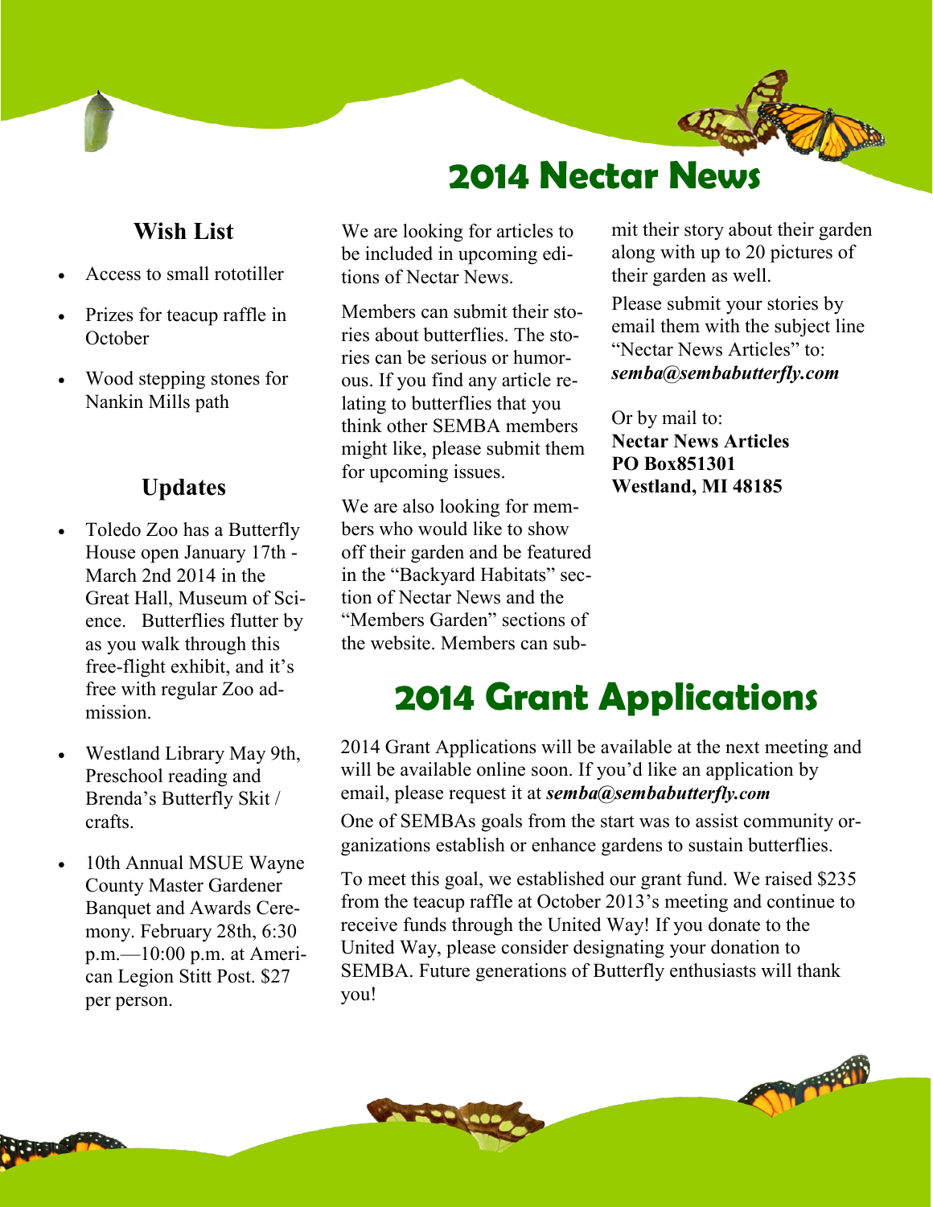# 2014 Nectar News

## Wish List

- Access to small rototiller
- Prizes for teacup raffle in October
- Wood stepping stones for Nankin Mills path

## Updates

- Toledo Zoo has a Butterfly House open January 17th - March 2nd 2014 in the Great Hall, Museum of Science. Butterflies flutter by as you walk through this free-flight exhibit, and it's free with regular Zoo admission.
- Westland Library May 9th, Preschool reading and Brenda's Butterfly Skit / crafts.
- 10th Annual MSUE Wayne County Master Gardener Banquet and Awards Ceremony. February 28th, 6:30 p.m.—10:00 p.m. at American Legion Stitt Post. $27 per person.

We are looking for articles to be included in upcoming editions of Nectar News.

Members can submit their stories about butterflies. The stories can be serious or humorous. If you find any article relating to butterflies that you think other SEMBA members might like, please submit them for upcoming issues.

We are also looking for members who would like to show off their garden and be featured in the "Backyard Habitats" section of Nectar News and the "Members Garden" sections of the website. Members can submit their story about their garden along with up to 20 pictures of their garden as well.

Please submit your stories by email them with the subject line "Nectar News Articles" to: ***semba@sembabutterfly.com***

Or by mail to:
**Nectar News Articles**
**PO Box851301**
**Westland, MI 48185**

# 2014 Grant Applications

2014 Grant Applications will be available at the next meeting and will be available online soon. If you'd like an application by email, please request it at ***semba@sembabutterfly.com***

One of SEMBAs goals from the start was to assist community organizations establish or enhance gardens to sustain butterflies.

To meet this goal, we established our grant fund. We raised $235 from the teacup raffle at October 2013's meeting and continue to receive funds through the United Way! If you donate to the United Way, please consider designating your donation to SEMBA. Future generations of Butterfly enthusiasts will thank you!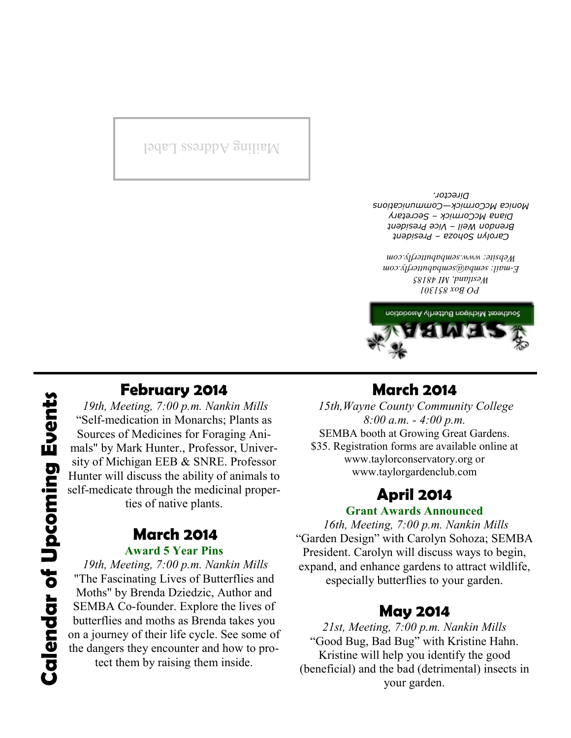Mailing Address Label

Southeast Michigan Butterfly Association

*PO Box 851301*
*Westland, MI 48185*
*E-mail: semba@sembabutterfly.com*
*Website: www.sembabutterfly.com*

*Carolyn Sohoza – President*
*Brendon Weil – Vice President*
*Diana McCormick – Secretary*
*Monica McCormick—Communications Director.*

# Calendar of Upcoming Events

## February 2014

*19th, Meeting, 7:00 p.m. Nankin Mills*

"Self-medication in Monarchs; Plants as Sources of Medicines for Foraging Animals" by Mark Hunter., Professor, University of Michigan EEB & SNRE. Professor Hunter will discuss the ability of animals to self-medicate through the medicinal properties of native plants.

## March 2014

**Award 5 Year Pins**

*19th, Meeting, 7:00 p.m. Nankin Mills*

"The Fascinating Lives of Butterflies and Moths" by Brenda Dziedzic, Author and SEMBA Co-founder. Explore the lives of butterflies and moths as Brenda takes you on a journey of their life cycle. See some of the dangers they encounter and how to protect them by raising them inside.

## March 2014

*15th,Wayne County Community College*
*8:00 a.m. - 4:00 p.m.*

SEMBA booth at Growing Great Gardens. $35. Registration forms are available online at www.taylorconservatory.org or www.taylorgardenclub.com

## April 2014

**Grant Awards Announced**

*16th, Meeting, 7:00 p.m. Nankin Mills*

"Garden Design" with Carolyn Sohoza; SEMBA President. Carolyn will discuss ways to begin, expand, and enhance gardens to attract wildlife, especially butterflies to your garden.

## May 2014

*21st, Meeting, 7:00 p.m. Nankin Mills*

"Good Bug, Bad Bug" with Kristine Hahn. Kristine will help you identify the good (beneficial) and the bad (detrimental) insects in your garden.